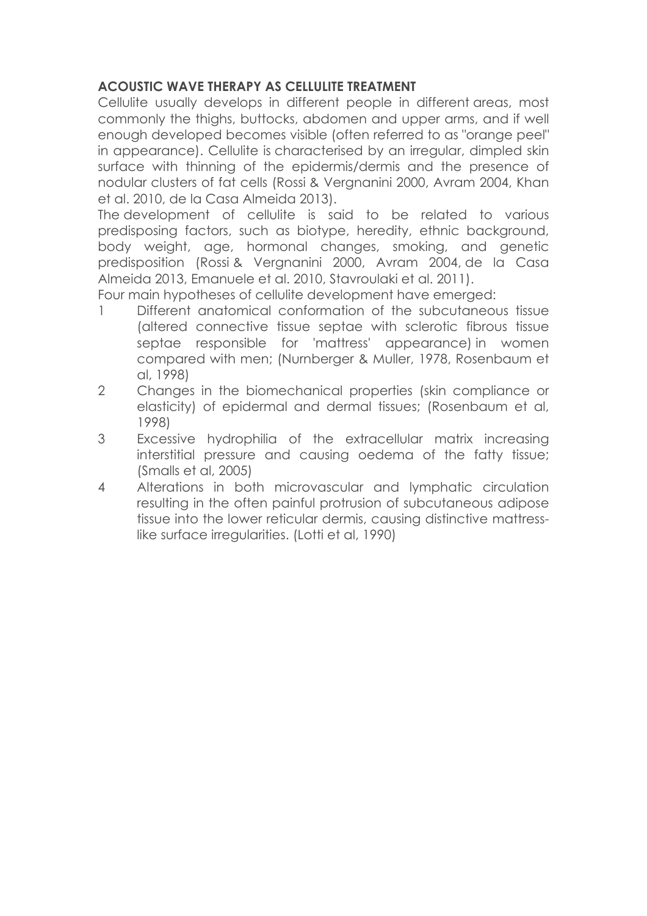## ACOUSTIC WAVE THERAPY AS CELLULITE TREATMENT

Cellulite usually develops in different people in different areas, most commonly the thighs, buttocks, abdomen and upper arms, and if well enough developed becomes visible (often referred to as "orange peel" in appearance). Cellulite is characterised by an irregular, dimpled skin surface with thinning of the epidermis/dermis and the presence of nodular clusters of fat cells (Rossi & Vergnanini 2000, Avram 2004, Khan et al. 2010, de la Casa Almeida 2013).

The development of cellulite is said to be related to various predisposing factors, such as biotype, heredity, ethnic background, body weight, age, hormonal changes, smoking, and genetic predisposition (Rossi & Vergnanini 2000, Avram 2004, de la Casa Almeida 2013, Emanuele et al. 2010, Stavroulaki et al. 2011).

Four main hypotheses of cellulite development have emerged:

1. Different anatomical conformation of the subcutaneous tissue (altered connective tissue septae with sclerotic fibrous tissue septae responsible for 'mattress' appearance) in women compared with men; (Nurnberger & Muller, 1978, Rosenbaum et al, 1998)
2. Changes in the biomechanical properties (skin compliance or elasticity) of epidermal and dermal tissues; (Rosenbaum et al, 1998)
3. Excessive hydrophilia of the extracellular matrix increasing interstitial pressure and causing oedema of the fatty tissue; (Smalls et al, 2005)
4. Alterations in both microvascular and lymphatic circulation resulting in the often painful protrusion of subcutaneous adipose tissue into the lower reticular dermis, causing distinctive mattress-like surface irregularities. (Lotti et al, 1990)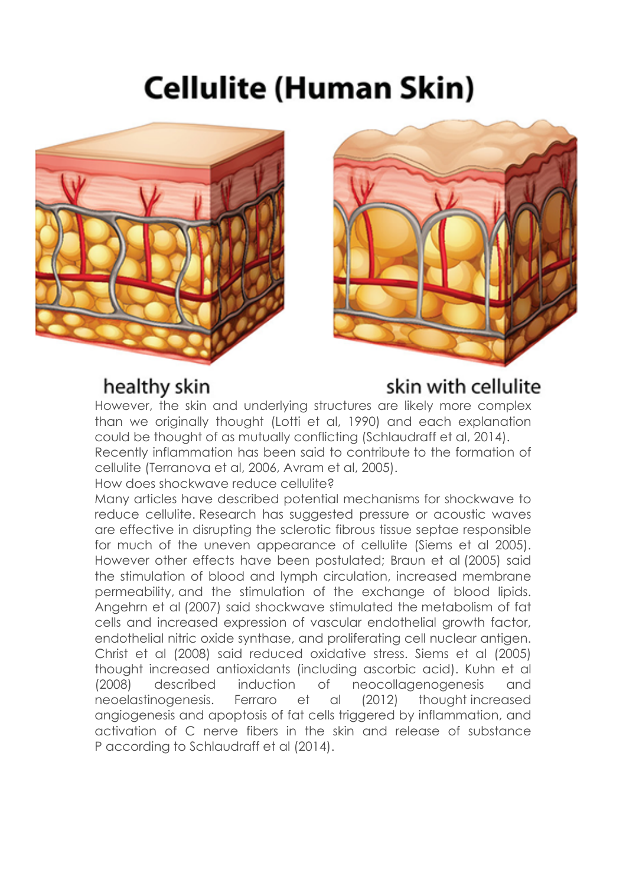# Cellulite (Human Skin)

healthy skin

skin with cellulite

However, the skin and underlying structures are likely more complex than we originally thought (Lotti et al, 1990) and each explanation could be thought of as mutually conflicting (Schlaudraff et al, 2014).

Recently inflammation has been said to contribute to the formation of cellulite (Terranova et al, 2006, Avram et al, 2005).

How does shockwave reduce cellulite?

Many articles have described potential mechanisms for shockwave to reduce cellulite. Research has suggested pressure or acoustic waves are effective in disrupting the sclerotic fibrous tissue septae responsible for much of the uneven appearance of cellulite (Siems et al 2005). However other effects have been postulated; Braun et al (2005) said the stimulation of blood and lymph circulation, increased membrane permeability, and the stimulation of the exchange of blood lipids. Angehrn et al (2007) said shockwave stimulated the metabolism of fat cells and increased expression of vascular endothelial growth factor, endothelial nitric oxide synthase, and proliferating cell nuclear antigen. Christ et al (2008) said reduced oxidative stress. Siems et al (2005) thought increased antioxidants (including ascorbic acid). Kuhn et al (2008) described induction of neocollagenogenesis and neoelastinogenesis. Ferraro et al (2012) thought increased angiogenesis and apoptosis of fat cells triggered by inflammation, and activation of C nerve fibers in the skin and release of substance P according to Schlaudraff et al (2014).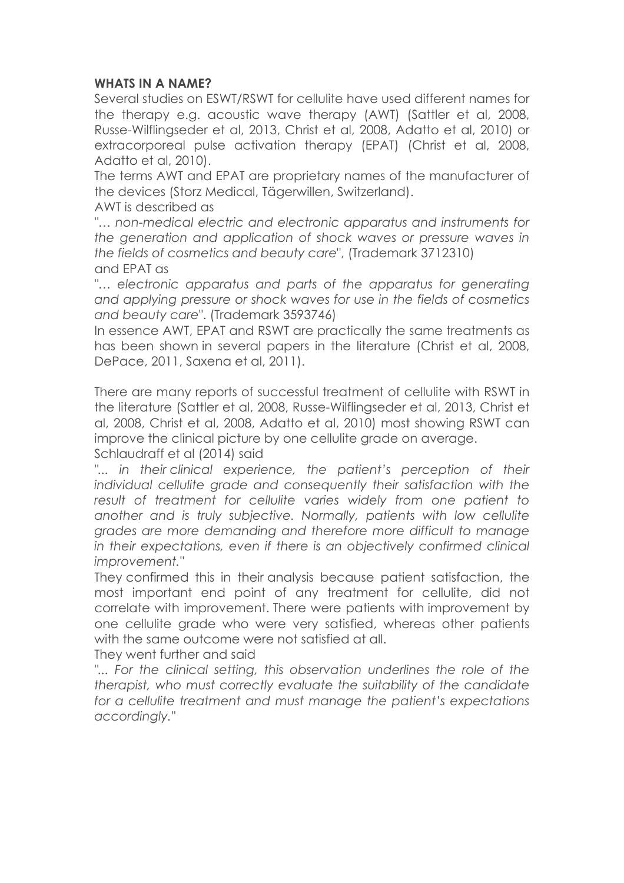**WHATS IN A NAME?**

Several studies on ESWT/RSWT for cellulite have used different names for the therapy e.g. acoustic wave therapy (AWT) (Sattler et al, 2008, Russe-Wilflingseder et al, 2013, Christ et al, 2008, Adatto et al, 2010) or extracorporeal pulse activation therapy (EPAT) (Christ et al, 2008, Adatto et al, 2010).

The terms AWT and EPAT are proprietary names of the manufacturer of the devices (Storz Medical, Tägerwillen, Switzerland).

AWT is described as

"*… non-medical electric and electronic apparatus and instruments for the generation and application of shock waves or pressure waves in the fields of cosmetics and beauty care*", (Trademark 3712310)

and EPAT as

"*… electronic apparatus and parts of the apparatus for generating and applying pressure or shock waves for use in the fields of cosmetics and beauty care*". (Trademark 3593746)

In essence AWT, EPAT and RSWT are practically the same treatments as has been shown in several papers in the literature (Christ et al, 2008, DePace, 2011, Saxena et al, 2011).

There are many reports of successful treatment of cellulite with RSWT in the literature (Sattler et al, 2008, Russe-Wilflingseder et al, 2013, Christ et al, 2008, Christ et al, 2008, Adatto et al, 2010) most showing RSWT can improve the clinical picture by one cellulite grade on average.

Schlaudraff et al (2014) said

"*... in their clinical experience, the patient's perception of their individual cellulite grade and consequently their satisfaction with the result of treatment for cellulite varies widely from one patient to another and is truly subjective. Normally, patients with low cellulite grades are more demanding and therefore more difficult to manage in their expectations, even if there is an objectively confirmed clinical improvement.*"

They confirmed this in their analysis because patient satisfaction, the most important end point of any treatment for cellulite, did not correlate with improvement. There were patients with improvement by one cellulite grade who were very satisfied, whereas other patients with the same outcome were not satisfied at all.

They went further and said

"*... For the clinical setting, this observation underlines the role of the therapist, who must correctly evaluate the suitability of the candidate for a cellulite treatment and must manage the patient's expectations accordingly.*"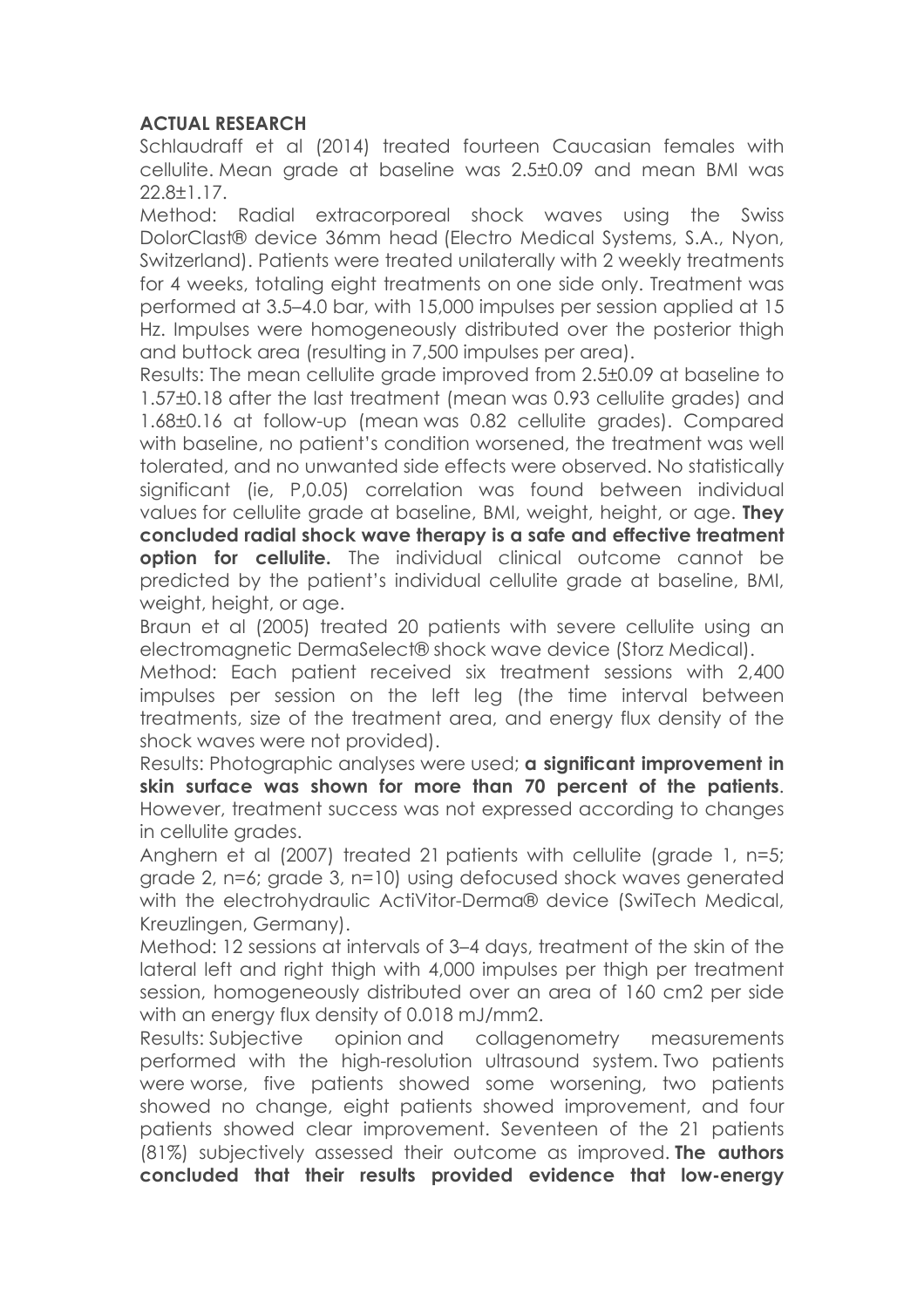**ACTUAL RESEARCH**

Schlaudraff et al (2014) treated fourteen Caucasian females with cellulite. Mean grade at baseline was 2.5±0.09 and mean BMI was 22.8±1.17.

Method: Radial extracorporeal shock waves using the Swiss DolorClast® device 36mm head (Electro Medical Systems, S.A., Nyon, Switzerland). Patients were treated unilaterally with 2 weekly treatments for 4 weeks, totaling eight treatments on one side only. Treatment was performed at 3.5–4.0 bar, with 15,000 impulses per session applied at 15 Hz. Impulses were homogeneously distributed over the posterior thigh and buttock area (resulting in 7,500 impulses per area).

Results: The mean cellulite grade improved from 2.5±0.09 at baseline to 1.57±0.18 after the last treatment (mean was 0.93 cellulite grades) and 1.68±0.16 at follow-up (mean was 0.82 cellulite grades). Compared with baseline, no patient's condition worsened, the treatment was well tolerated, and no unwanted side effects were observed. No statistically significant (ie, P,0.05) correlation was found between individual values for cellulite grade at baseline, BMI, weight, height, or age. **They concluded radial shock wave therapy is a safe and effective treatment option for cellulite.** The individual clinical outcome cannot be predicted by the patient's individual cellulite grade at baseline, BMI, weight, height, or age.

Braun et al (2005) treated 20 patients with severe cellulite using an electromagnetic DermaSelect® shock wave device (Storz Medical).

Method: Each patient received six treatment sessions with 2,400 impulses per session on the left leg (the time interval between treatments, size of the treatment area, and energy flux density of the shock waves were not provided).

Results: Photographic analyses were used; **a significant improvement in skin surface was shown for more than 70 percent of the patients**. However, treatment success was not expressed according to changes in cellulite grades.

Anghern et al (2007) treated 21 patients with cellulite (grade 1, n=5; grade 2, n=6; grade 3, n=10) using defocused shock waves generated with the electrohydraulic ActiVitor-Derma® device (SwiTech Medical, Kreuzlingen, Germany).

Method: 12 sessions at intervals of 3–4 days, treatment of the skin of the lateral left and right thigh with 4,000 impulses per thigh per treatment session, homogeneously distributed over an area of 160 cm2 per side with an energy flux density of 0.018 mJ/mm2.

Results: Subjective opinion and collagenometry measurements performed with the high-resolution ultrasound system. Two patients were worse, five patients showed some worsening, two patients showed no change, eight patients showed improvement, and four patients showed clear improvement. Seventeen of the 21 patients (81%) subjectively assessed their outcome as improved. **The authors concluded that their results provided evidence that low-energy**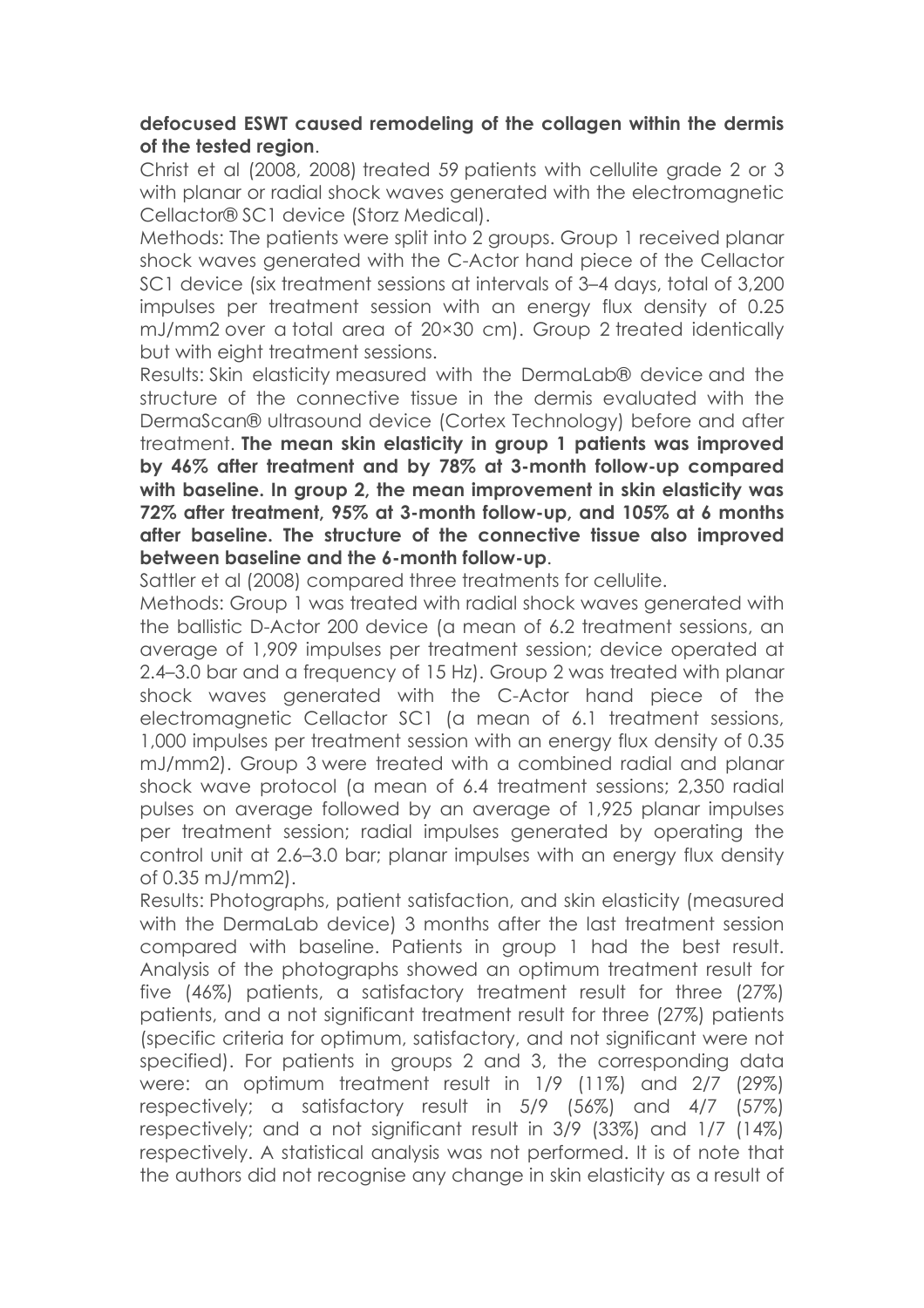**defocused ESWT caused remodeling of the collagen within the dermis of the tested region**.

Christ et al (2008, 2008) treated 59 patients with cellulite grade 2 or 3 with planar or radial shock waves generated with the electromagnetic Cellactor® SC1 device (Storz Medical).

Methods: The patients were split into 2 groups. Group 1 received planar shock waves generated with the C-Actor hand piece of the Cellactor SC1 device (six treatment sessions at intervals of 3–4 days, total of 3,200 impulses per treatment session with an energy flux density of 0.25 mJ/mm2 over a total area of 20×30 cm). Group 2 treated identically but with eight treatment sessions.

Results: Skin elasticity measured with the DermaLab® device and the structure of the connective tissue in the dermis evaluated with the DermaScan® ultrasound device (Cortex Technology) before and after treatment. **The mean skin elasticity in group 1 patients was improved by 46% after treatment and by 78% at 3-month follow-up compared with baseline. In group 2, the mean improvement in skin elasticity was 72% after treatment, 95% at 3-month follow-up, and 105% at 6 months after baseline. The structure of the connective tissue also improved between baseline and the 6-month follow-up**.

Sattler et al (2008) compared three treatments for cellulite.

Methods: Group 1 was treated with radial shock waves generated with the ballistic D-Actor 200 device (a mean of 6.2 treatment sessions, an average of 1,909 impulses per treatment session; device operated at 2.4–3.0 bar and a frequency of 15 Hz). Group 2 was treated with planar shock waves generated with the C-Actor hand piece of the electromagnetic Cellactor SC1 (a mean of 6.1 treatment sessions, 1,000 impulses per treatment session with an energy flux density of 0.35 mJ/mm2). Group 3 were treated with a combined radial and planar shock wave protocol (a mean of 6.4 treatment sessions; 2,350 radial pulses on average followed by an average of 1,925 planar impulses per treatment session; radial impulses generated by operating the control unit at 2.6–3.0 bar; planar impulses with an energy flux density of 0.35 mJ/mm2).

Results: Photographs, patient satisfaction, and skin elasticity (measured with the DermaLab device) 3 months after the last treatment session compared with baseline. Patients in group 1 had the best result. Analysis of the photographs showed an optimum treatment result for five (46%) patients, a satisfactory treatment result for three (27%) patients, and a not significant treatment result for three (27%) patients (specific criteria for optimum, satisfactory, and not significant were not specified). For patients in groups 2 and 3, the corresponding data were: an optimum treatment result in 1/9 (11%) and 2/7 (29%) respectively; a satisfactory result in 5/9 (56%) and 4/7 (57%) respectively; and a not significant result in 3/9 (33%) and 1/7 (14%) respectively. A statistical analysis was not performed. It is of note that the authors did not recognise any change in skin elasticity as a result of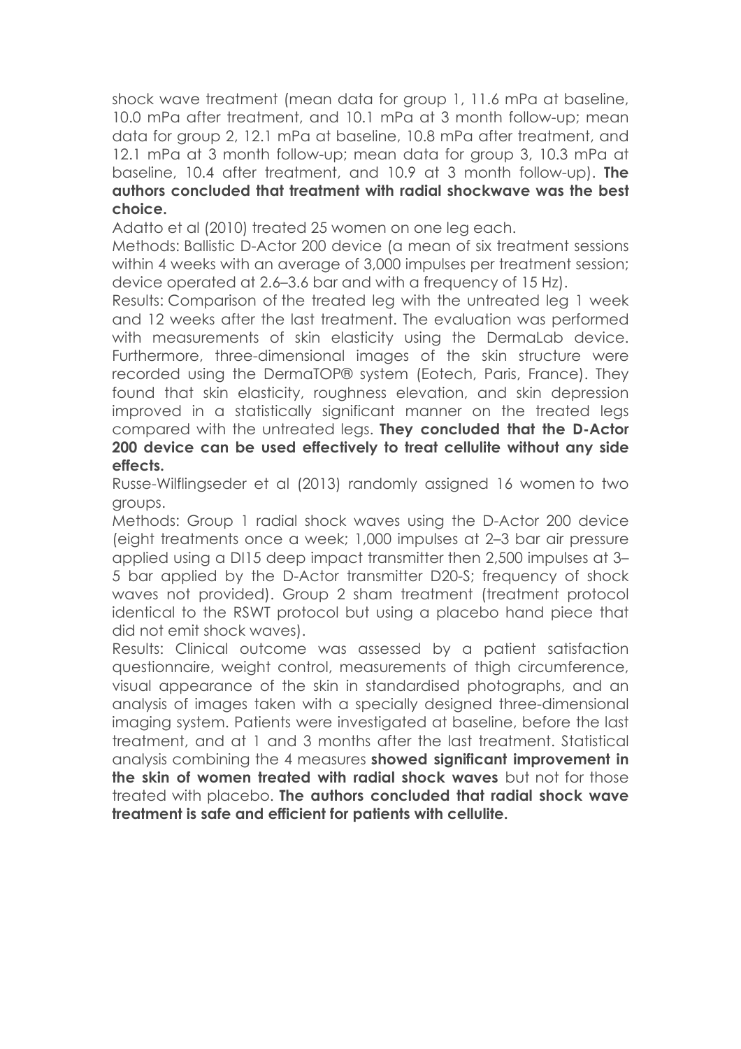shock wave treatment (mean data for group 1, 11.6 mPa at baseline, 10.0 mPa after treatment, and 10.1 mPa at 3 month follow-up; mean data for group 2, 12.1 mPa at baseline, 10.8 mPa after treatment, and 12.1 mPa at 3 month follow-up; mean data for group 3, 10.3 mPa at baseline, 10.4 after treatment, and 10.9 at 3 month follow-up). **The authors concluded that treatment with radial shockwave was the best choice.**

Adatto et al (2010) treated 25 women on one leg each.

Methods: Ballistic D-Actor 200 device (a mean of six treatment sessions within 4 weeks with an average of 3,000 impulses per treatment session; device operated at 2.6–3.6 bar and with a frequency of 15 Hz).

Results: Comparison of the treated leg with the untreated leg 1 week and 12 weeks after the last treatment. The evaluation was performed with measurements of skin elasticity using the DermaLab device. Furthermore, three-dimensional images of the skin structure were recorded using the DermaTOP® system (Eotech, Paris, France). They found that skin elasticity, roughness elevation, and skin depression improved in a statistically significant manner on the treated legs compared with the untreated legs. **They concluded that the D-Actor 200 device can be used effectively to treat cellulite without any side effects.**

Russe-Wilflingseder et al (2013) randomly assigned 16 women to two groups.

Methods: Group 1 radial shock waves using the D-Actor 200 device (eight treatments once a week; 1,000 impulses at 2–3 bar air pressure applied using a DI15 deep impact transmitter then 2,500 impulses at 3–5 bar applied by the D-Actor transmitter D20-S; frequency of shock waves not provided). Group 2 sham treatment (treatment protocol identical to the RSWT protocol but using a placebo hand piece that did not emit shock waves).

Results: Clinical outcome was assessed by a patient satisfaction questionnaire, weight control, measurements of thigh circumference, visual appearance of the skin in standardised photographs, and an analysis of images taken with a specially designed three-dimensional imaging system. Patients were investigated at baseline, before the last treatment, and at 1 and 3 months after the last treatment. Statistical analysis combining the 4 measures **showed significant improvement in the skin of women treated with radial shock waves** but not for those treated with placebo. **The authors concluded that radial shock wave treatment is safe and efficient for patients with cellulite.**